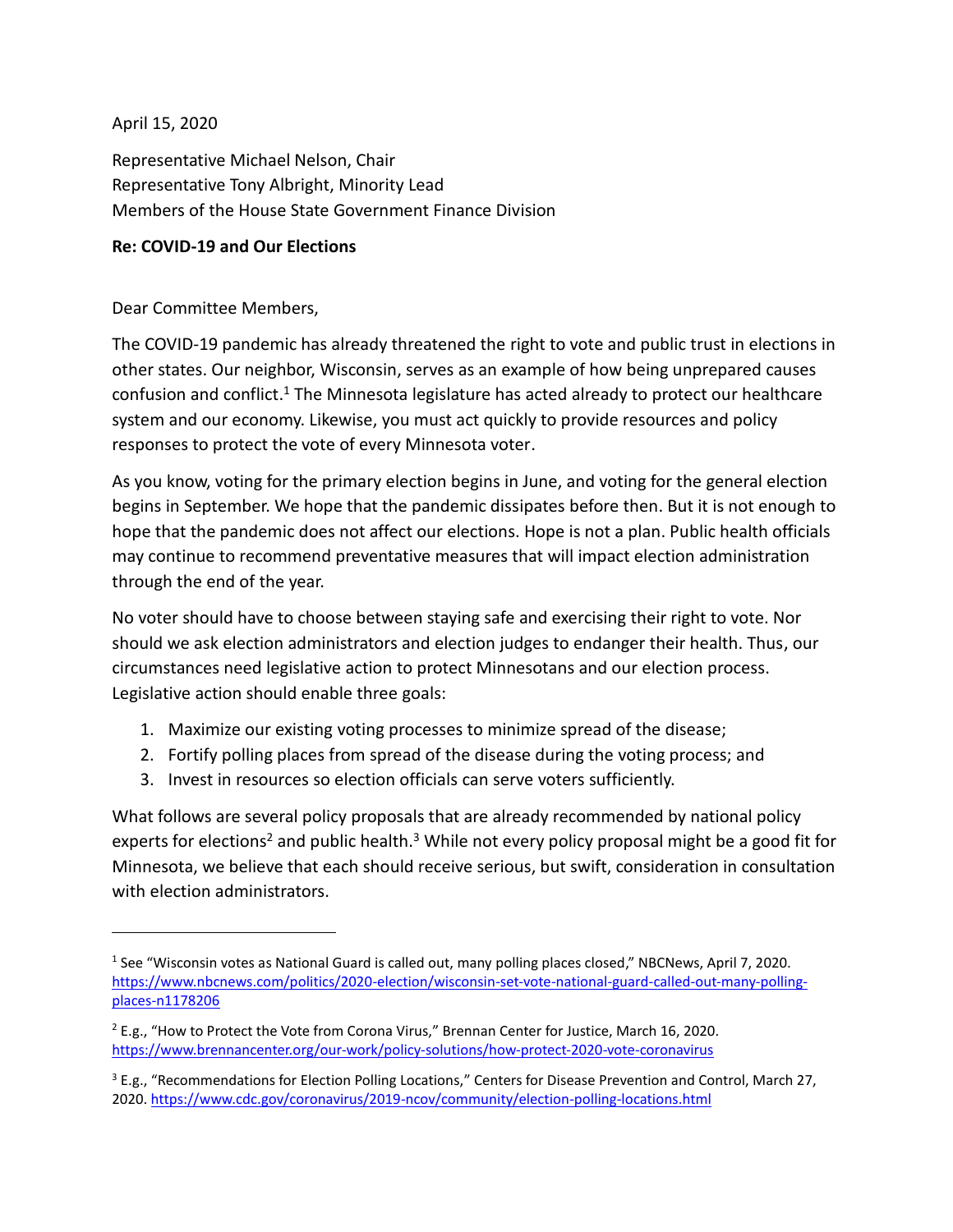April 15, 2020

Representative Michael Nelson, Chair
Representative Tony Albright, Minority Lead
Members of the House State Government Finance Division

**Re: COVID-19 and Our Elections**

Dear Committee Members,

The COVID-19 pandemic has already threatened the right to vote and public trust in elections in other states. Our neighbor, Wisconsin, serves as an example of how being unprepared causes confusion and conflict.[1] The Minnesota legislature has acted already to protect our healthcare system and our economy. Likewise, you must act quickly to provide resources and policy responses to protect the vote of every Minnesota voter.

As you know, voting for the primary election begins in June, and voting for the general election begins in September. We hope that the pandemic dissipates before then. But it is not enough to hope that the pandemic does not affect our elections. Hope is not a plan. Public health officials may continue to recommend preventative measures that will impact election administration through the end of the year.

No voter should have to choose between staying safe and exercising their right to vote. Nor should we ask election administrators and election judges to endanger their health. Thus, our circumstances need legislative action to protect Minnesotans and our election process. Legislative action should enable three goals:

1. Maximize our existing voting processes to minimize spread of the disease;
2. Fortify polling places from spread of the disease during the voting process; and
3. Invest in resources so election officials can serve voters sufficiently.

What follows are several policy proposals that are already recommended by national policy experts for elections[2] and public health.[3] While not every policy proposal might be a good fit for Minnesota, we believe that each should receive serious, but swift, consideration in consultation with election administrators.

---

[1] See "Wisconsin votes as National Guard is called out, many polling places closed," NBCNews, April 7, 2020. https://www.nbcnews.com/politics/2020-election/wisconsin-set-vote-national-guard-called-out-many-polling-places-n1178206

[2] E.g., "How to Protect the Vote from Corona Virus," Brennan Center for Justice, March 16, 2020. https://www.brennancenter.org/our-work/policy-solutions/how-protect-2020-vote-coronavirus

[3] E.g., "Recommendations for Election Polling Locations," Centers for Disease Prevention and Control, March 27, 2020. https://www.cdc.gov/coronavirus/2019-ncov/community/election-polling-locations.html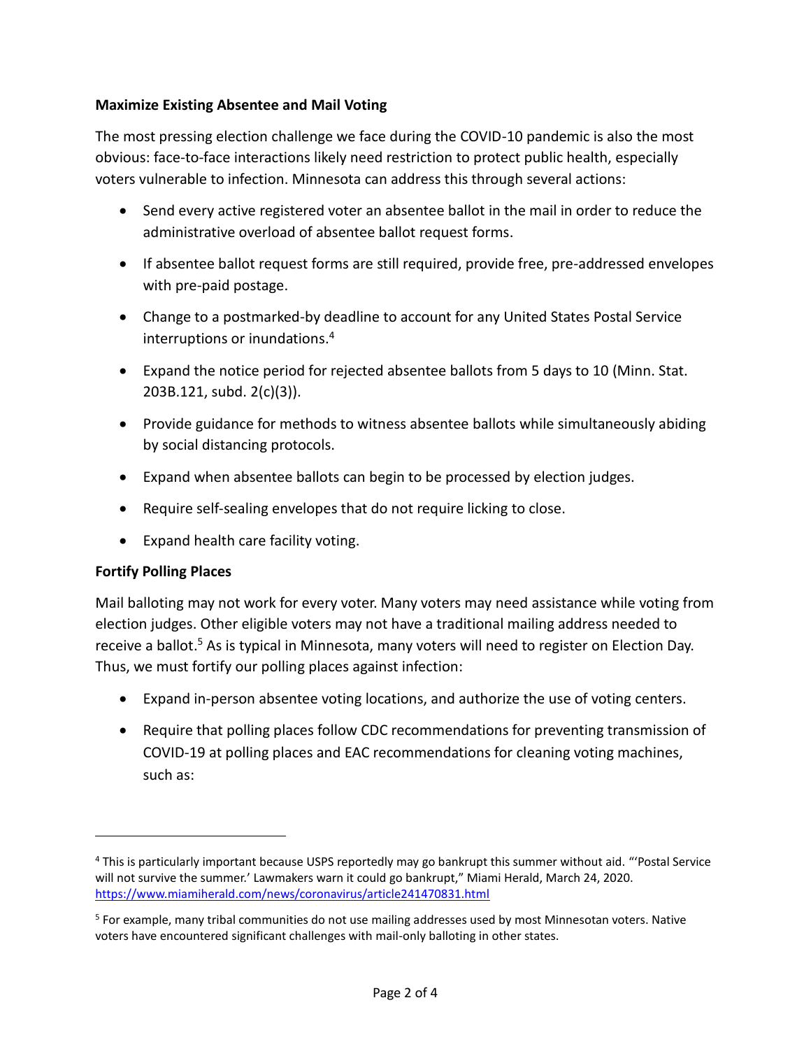**Maximize Existing Absentee and Mail Voting**

The most pressing election challenge we face during the COVID-10 pandemic is also the most obvious: face-to-face interactions likely need restriction to protect public health, especially voters vulnerable to infection. Minnesota can address this through several actions:

- Send every active registered voter an absentee ballot in the mail in order to reduce the administrative overload of absentee ballot request forms.
- If absentee ballot request forms are still required, provide free, pre-addressed envelopes with pre-paid postage.
- Change to a postmarked-by deadline to account for any United States Postal Service interruptions or inundations.[4]
- Expand the notice period for rejected absentee ballots from 5 days to 10 (Minn. Stat. 203B.121, subd. 2(c)(3)).
- Provide guidance for methods to witness absentee ballots while simultaneously abiding by social distancing protocols.
- Expand when absentee ballots can begin to be processed by election judges.
- Require self-sealing envelopes that do not require licking to close.
- Expand health care facility voting.

**Fortify Polling Places**

Mail balloting may not work for every voter. Many voters may need assistance while voting from election judges. Other eligible voters may not have a traditional mailing address needed to receive a ballot.[5] As is typical in Minnesota, many voters will need to register on Election Day. Thus, we must fortify our polling places against infection:

- Expand in-person absentee voting locations, and authorize the use of voting centers.
- Require that polling places follow CDC recommendations for preventing transmission of COVID-19 at polling places and EAC recommendations for cleaning voting machines, such as:

---

[4] This is particularly important because USPS reportedly may go bankrupt this summer without aid. "'Postal Service will not survive the summer.' Lawmakers warn it could go bankrupt," Miami Herald, March 24, 2020. https://www.miamiherald.com/news/coronavirus/article241470831.html

[5] For example, many tribal communities do not use mailing addresses used by most Minnesotan voters. Native voters have encountered significant challenges with mail-only balloting in other states.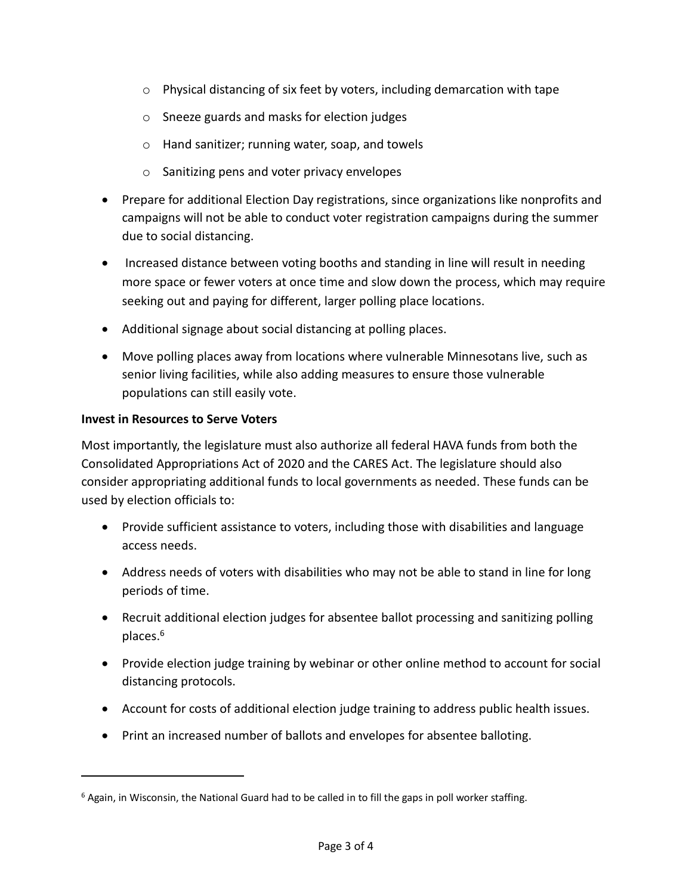- Physical distancing of six feet by voters, including demarcation with tape
  - Sneeze guards and masks for election judges
  - Hand sanitizer; running water, soap, and towels
  - Sanitizing pens and voter privacy envelopes

- Prepare for additional Election Day registrations, since organizations like nonprofits and campaigns will not be able to conduct voter registration campaigns during the summer due to social distancing.
- Increased distance between voting booths and standing in line will result in needing more space or fewer voters at once time and slow down the process, which may require seeking out and paying for different, larger polling place locations.
- Additional signage about social distancing at polling places.
- Move polling places away from locations where vulnerable Minnesotans live, such as senior living facilities, while also adding measures to ensure those vulnerable populations can still easily vote.

**Invest in Resources to Serve Voters**

Most importantly, the legislature must also authorize all federal HAVA funds from both the Consolidated Appropriations Act of 2020 and the CARES Act. The legislature should also consider appropriating additional funds to local governments as needed. These funds can be used by election officials to:

- Provide sufficient assistance to voters, including those with disabilities and language access needs.
- Address needs of voters with disabilities who may not be able to stand in line for long periods of time.
- Recruit additional election judges for absentee ballot processing and sanitizing polling places.[6]
- Provide election judge training by webinar or other online method to account for social distancing protocols.
- Account for costs of additional election judge training to address public health issues.
- Print an increased number of ballots and envelopes for absentee balloting.

---

[6] Again, in Wisconsin, the National Guard had to be called in to fill the gaps in poll worker staffing.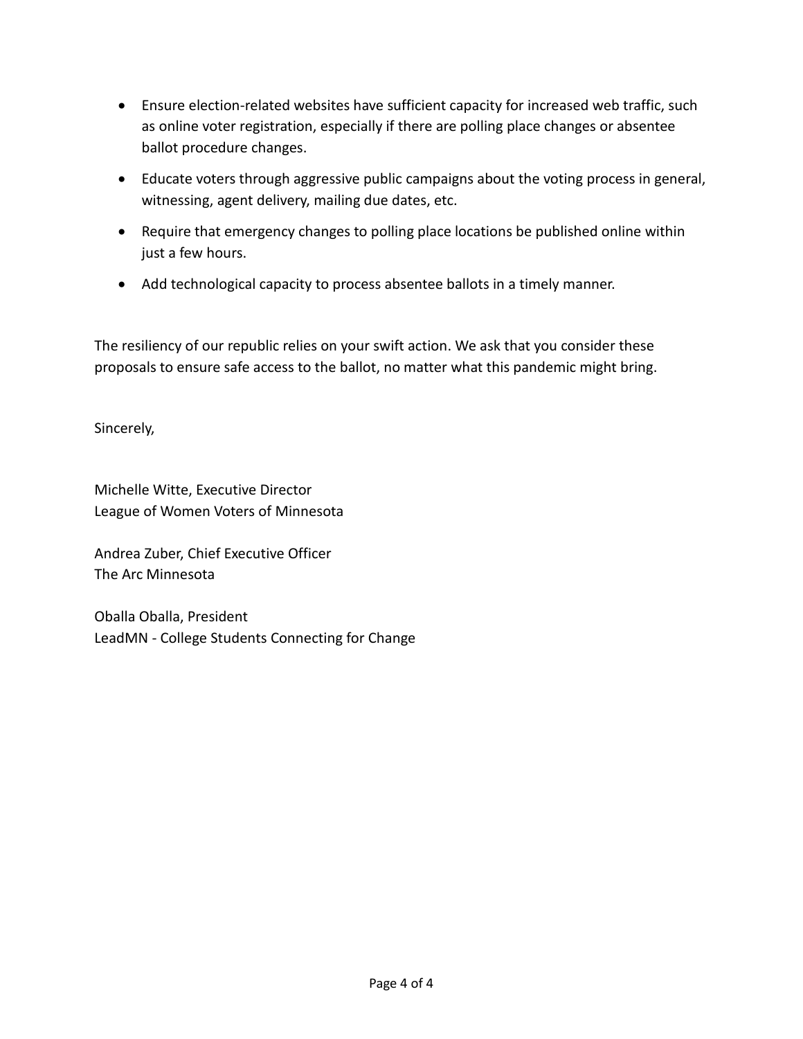- Ensure election-related websites have sufficient capacity for increased web traffic, such as online voter registration, especially if there are polling place changes or absentee ballot procedure changes.
- Educate voters through aggressive public campaigns about the voting process in general, witnessing, agent delivery, mailing due dates, etc.
- Require that emergency changes to polling place locations be published online within just a few hours.
- Add technological capacity to process absentee ballots in a timely manner.

The resiliency of our republic relies on your swift action. We ask that you consider these proposals to ensure safe access to the ballot, no matter what this pandemic might bring.

Sincerely,

Michelle Witte, Executive Director
League of Women Voters of Minnesota

Andrea Zuber, Chief Executive Officer
The Arc Minnesota

Oballa Oballa, President
LeadMN - College Students Connecting for Change